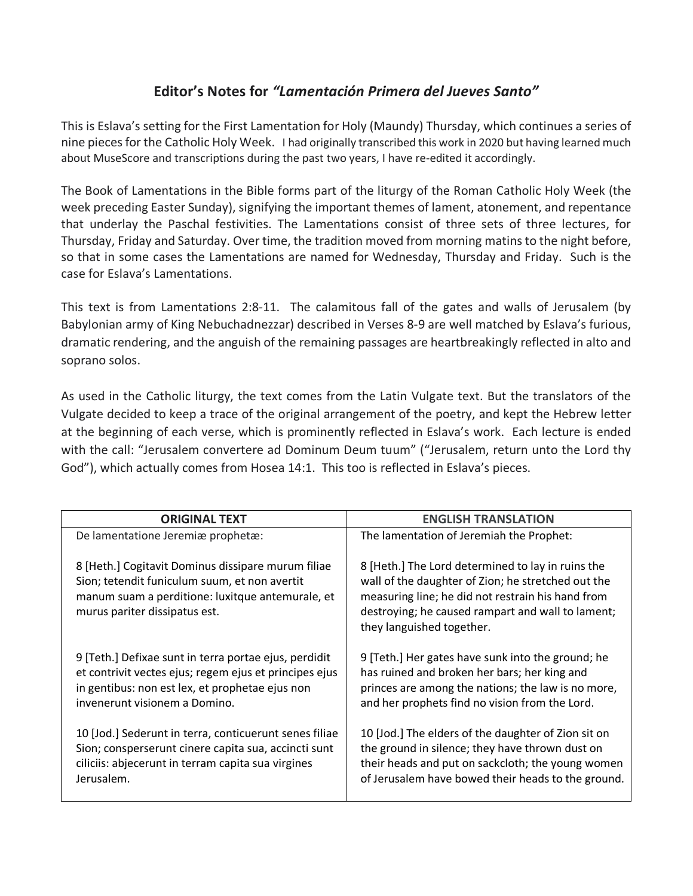# Editor's Notes for *"Lamentación Primera del Jueves Santo"*

This is Eslava's setting for the First Lamentation for Holy (Maundy) Thursday, which continues a series of nine pieces for the Catholic Holy Week. I had originally transcribed this work in 2020 but having learned much about MuseScore and transcriptions during the past two years, I have re-edited it accordingly.

The Book of Lamentations in the Bible forms part of the liturgy of the Roman Catholic Holy Week (the week preceding Easter Sunday), signifying the important themes of lament, atonement, and repentance that underlay the Paschal festivities. The Lamentations consist of three sets of three lectures, for Thursday, Friday and Saturday. Over time, the tradition moved from morning matins to the night before, so that in some cases the Lamentations are named for Wednesday, Thursday and Friday. Such is the case for Eslava's Lamentations.

This text is from Lamentations 2:8-11. The calamitous fall of the gates and walls of Jerusalem (by Babylonian army of King Nebuchadnezzar) described in Verses 8-9 are well matched by Eslava's furious, dramatic rendering, and the anguish of the remaining passages are heartbreakingly reflected in alto and soprano solos.

As used in the Catholic liturgy, the text comes from the Latin Vulgate text. But the translators of the Vulgate decided to keep a trace of the original arrangement of the poetry, and kept the Hebrew letter at the beginning of each verse, which is prominently reflected in Eslava's work. Each lecture is ended with the call: "Jerusalem convertere ad Dominum Deum tuum" ("Jerusalem, return unto the Lord thy God"), which actually comes from Hosea 14:1. This too is reflected in Eslava's pieces.

| ORIGINAL TEXT | ENGLISH TRANSLATION |
|---|---|
| De lamentatione Jeremiæ prophetæ: | The lamentation of Jeremiah the Prophet: |
| 8 [Heth.] Cogitavit Dominus dissipare murum filiae Sion; tetendit funiculum suum, et non avertit manum suam a perditione: luxitque antemurale, et murus pariter dissipatus est. | 8 [Heth.] The Lord determined to lay in ruins the wall of the daughter of Zion; he stretched out the measuring line; he did not restrain his hand from destroying; he caused rampart and wall to lament; they languished together. |
| 9 [Teth.] Defixae sunt in terra portae ejus, perdidit et contrivit vectes ejus; regem ejus et principes ejus in gentibus: non est lex, et prophetae ejus non invenerunt visionem a Domino. | 9 [Teth.] Her gates have sunk into the ground; he has ruined and broken her bars; her king and princes are among the nations; the law is no more, and her prophets find no vision from the Lord. |
| 10 [Jod.] Sederunt in terra, conticuerunt senes filiae Sion; consperserunt cinere capita sua, accincti sunt ciliciis: abjecerunt in terram capita sua virgines Jerusalem. | 10 [Jod.] The elders of the daughter of Zion sit on the ground in silence; they have thrown dust on their heads and put on sackcloth; the young women of Jerusalem have bowed their heads to the ground. |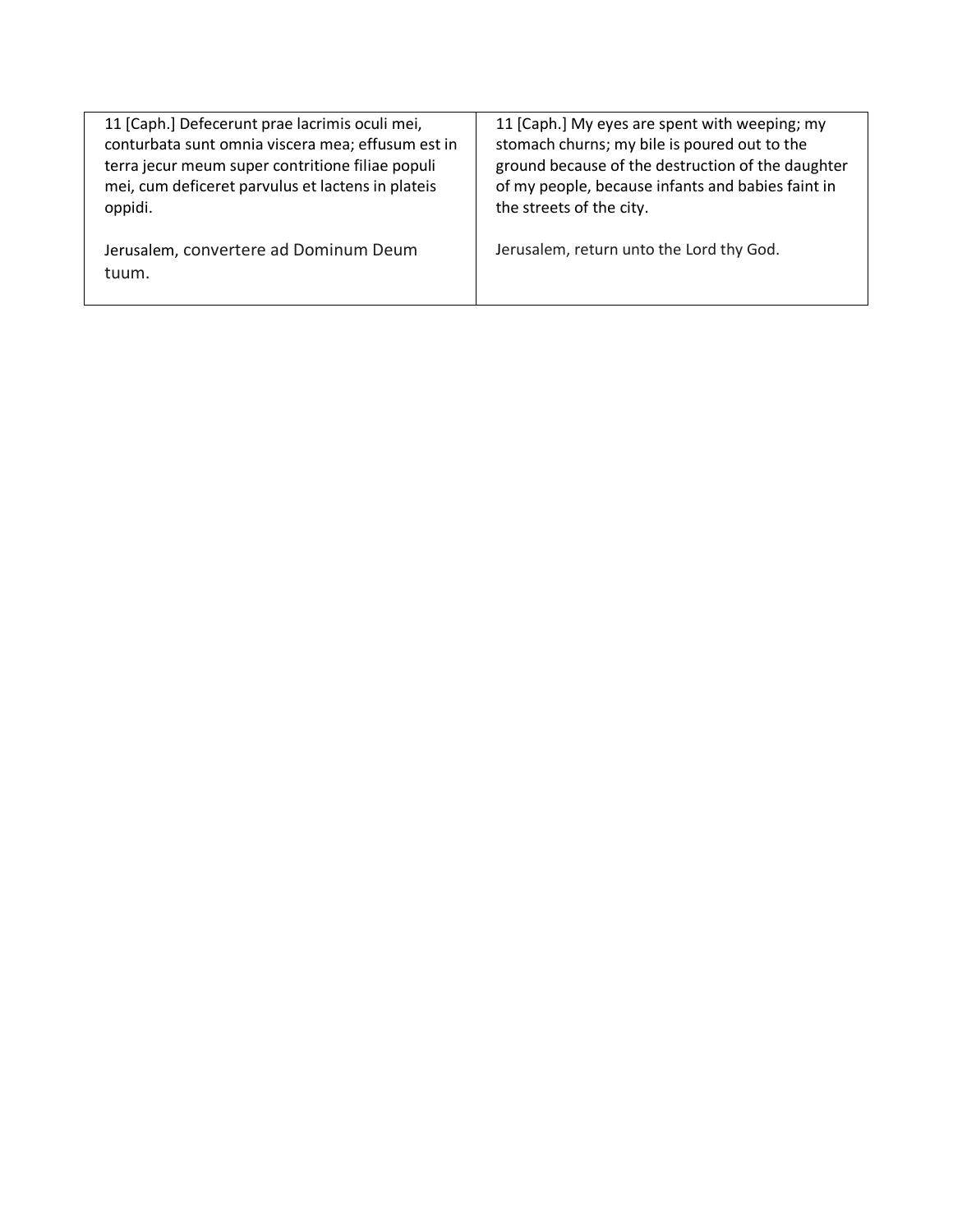| | |
|---|---|
| 11 [Caph.] Defecerunt prae lacrimis oculi mei, conturbata sunt omnia viscera mea; effusum est in terra jecur meum super contritione filiae populi mei, cum deficeret parvulus et lactens in plateis oppidi.<br><br>Jerusalem, convertere ad Dominum Deum tuum. | 11 [Caph.] My eyes are spent with weeping; my stomach churns; my bile is poured out to the ground because of the destruction of the daughter of my people, because infants and babies faint in the streets of the city.<br><br>Jerusalem, return unto the Lord thy God. |